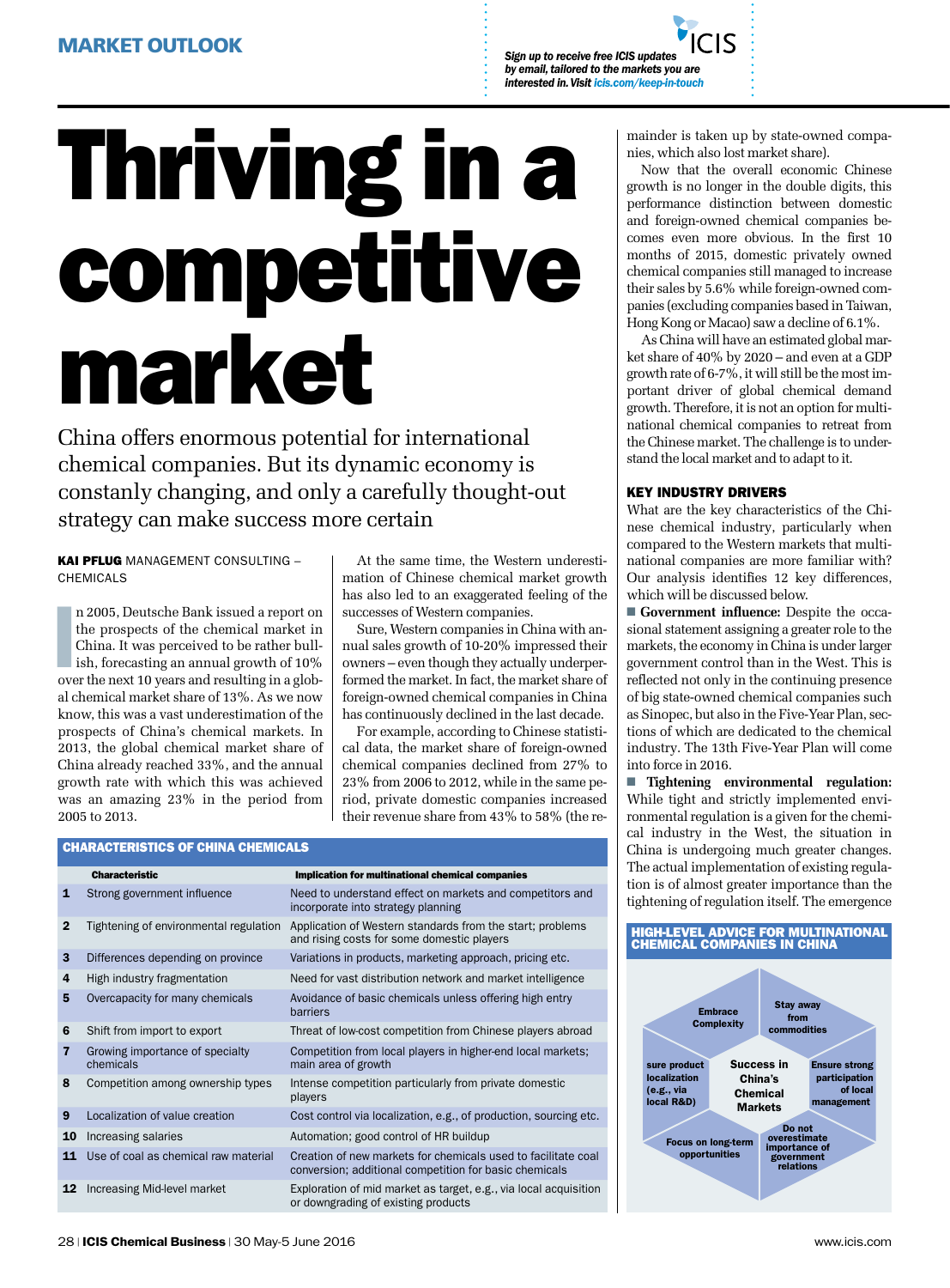MARKET OUTLOOK

*Sign up to receive free ICIS updates by email, tailored to the markets you are interested in. Visit icis.com/keep-in-touch*

# Thriving in a competitive market

China offers enormous potential for international chemical companies. But its dynamic economy is constanly changing, and only a carefully thought-out strategy can make success more certain

**KAI PFLUG** MANAGEMENT CONSULTING – CHEMICALS

In 2005, Deutsche Bank issued a report on the prospects of the chemical market in China. It was perceived to be rather bullish, forecasting an annual growth of 10% over the next 10 years and resulting in a global chemical market share of 13%. As we now know, this was a vast underestimation of the prospects of China's chemical markets. In 2013, the global chemical market share of China already reached 33%, and the annual growth rate with which this was achieved was an amazing 23% in the period from 2005 to 2013.

At the same time, the Western underestimation of Chinese chemical market growth has also led to an exaggerated feeling of the successes of Western companies.

Sure, Western companies in China with annual sales growth of 10-20% impressed their owners – even though they actually underperformed the market. In fact, the market share of foreign-owned chemical companies in China has continuously declined in the last decade.

For example, according to Chinese statistical data, the market share of foreign-owned chemical companies declined from 27% to 23% from 2006 to 2012, while in the same period, private domestic companies increased their revenue share from 43% to 58% (the remainder is taken up by state-owned companies, which also lost market share).

Now that the overall economic Chinese growth is no longer in the double digits, this performance distinction between domestic and foreign-owned chemical companies becomes even more obvious. In the first 10 months of 2015, domestic privately owned chemical companies still managed to increase their sales by 5.6% while foreign-owned companies (excluding companies based in Taiwan, Hong Kong or Macao) saw a decline of 6.1%.

As China will have an estimated global market share of 40% by 2020 – and even at a GDP growth rate of 6-7%, it will still be the most important driver of global chemical demand growth. Therefore, it is not an option for multinational chemical companies to retreat from the Chinese market. The challenge is to understand the local market and to adapt to it.

### KEY INDUSTRY DRIVERS

What are the key characteristics of the Chinese chemical industry, particularly when compared to the Western markets that multinational companies are more familiar with? Our analysis identifies 12 key differences, which will be discussed below.

- **Government influence:** Despite the occasional statement assigning a greater role to the markets, the economy in China is under larger government control than in the West. This is reflected not only in the continuing presence of big state-owned chemical companies such as Sinopec, but also in the Five-Year Plan, sections of which are dedicated to the chemical industry. The 13th Five-Year Plan will come into force in 2016.
- **Tightening environmental regulation:** While tight and strictly implemented environmental regulation is a given for the chemical industry in the West, the situation in China is undergoing much greater changes. The actual implementation of existing regulation is of almost greater importance than the tightening of regulation itself. The emergence

**CHARACTERISTICS OF CHINA CHEMICALS**

| | Characteristic | Implication for multinational chemical companies |
|---|---|---|
| 1 | Strong government influence | Need to understand effect on markets and competitors and incorporate into strategy planning |
| 2 | Tightening of environmental regulation | Application of Western standards from the start; problems and rising costs for some domestic players |
| 3 | Differences depending on province | Variations in products, marketing approach, pricing etc. |
| 4 | High industry fragmentation | Need for vast distribution network and market intelligence |
| 5 | Overcapacity for many chemicals | Avoidance of basic chemicals unless offering high entry barriers |
| 6 | Shift from import to export | Threat of low-cost competition from Chinese players abroad |
| 7 | Growing importance of specialty chemicals | Competition from local players in higher-end local markets; main area of growth |
| 8 | Competition among ownership types | Intense competition particularly from private domestic players |
| 9 | Localization of value creation | Cost control via localization, e.g., of production, sourcing etc. |
| 10 | Increasing salaries | Automation; good control of HR buildup |
| 11 | Use of coal as chemical raw material | Creation of new markets for chemicals used to facilitate coal conversion; additional competition for basic chemicals |
| 12 | Increasing Mid-level market | Exploration of mid market as target, e.g., via local acquisition or downgrading of existing products |

**HIGH-LEVEL ADVICE FOR MULTINATIONAL CHEMICAL COMPANIES IN CHINA**

Success in China's Chemical Markets:
- Embrace Complexity
- Stay away from commodities
- Ensure strong participation of local management
- Do not overestimate importance of government relations
- Focus on long-term opportunities
- sure product localization (e.g., via local R&D)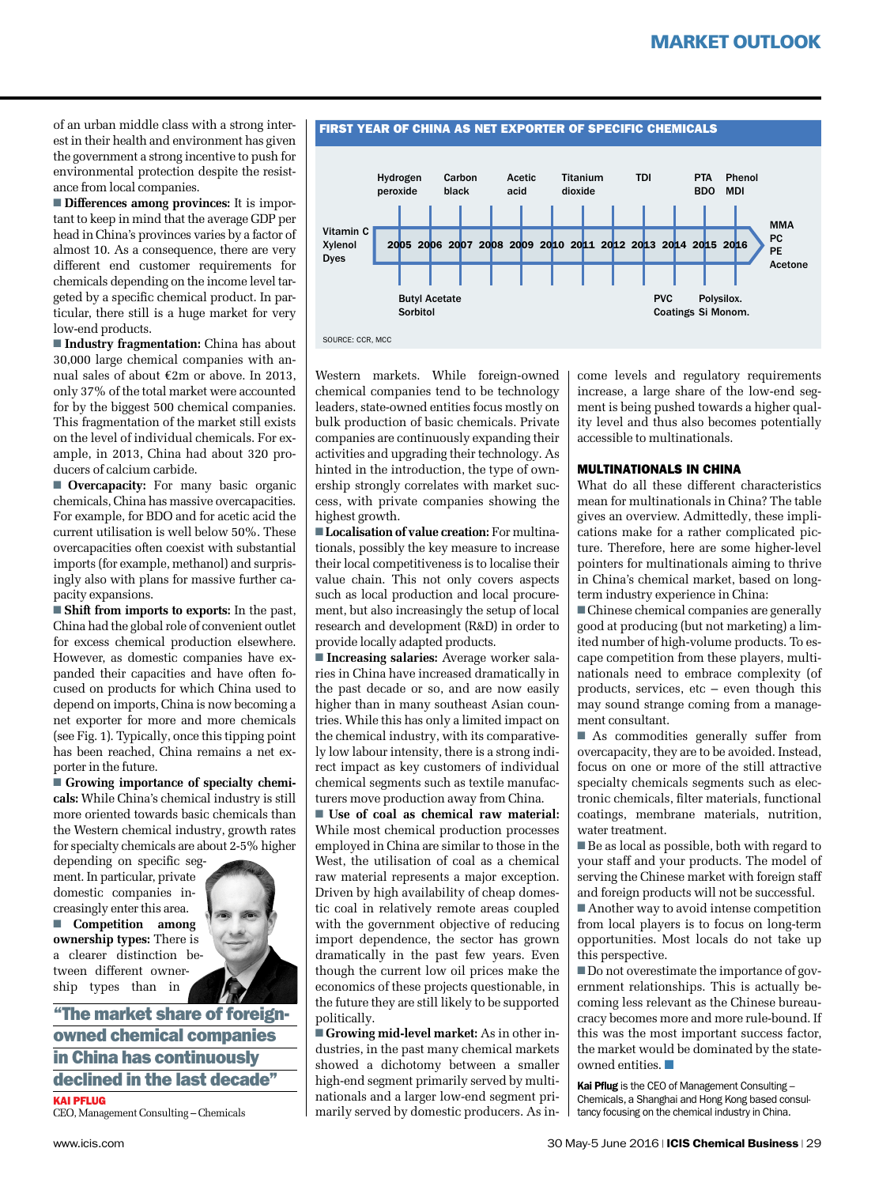of an urban middle class with a strong interest in their health and environment has given the government a strong incentive to push for environmental protection despite the resistance from local companies.

■ **Differences among provinces:** It is important to keep in mind that the average GDP per head in China's provinces varies by a factor of almost 10. As a consequence, there are very different end customer requirements for chemicals depending on the income level targeted by a specific chemical product. In particular, there still is a huge market for very low-end products.

■ **Industry fragmentation:** China has about 30,000 large chemical companies with annual sales of about €2m or above. In 2013, only 37% of the total market were accounted for by the biggest 500 chemical companies. This fragmentation of the market still exists on the level of individual chemicals. For example, in 2013, China had about 320 producers of calcium carbide.

■ **Overcapacity:** For many basic organic chemicals, China has massive overcapacities. For example, for BDO and for acetic acid the current utilisation is well below 50%. These overcapacities often coexist with substantial imports (for example, methanol) and surprisingly also with plans for massive further capacity expansions.

■ **Shift from imports to exports:** In the past, China had the global role of convenient outlet for excess chemical production elsewhere. However, as domestic companies have expanded their capacities and have often focused on products for which China used to depend on imports, China is now becoming a net exporter for more and more chemicals (see Fig. 1). Typically, once this tipping point has been reached, China remains a net exporter in the future.

■ **Growing importance of specialty chemicals:** While China's chemical industry is still more oriented towards basic chemicals than the Western chemical industry, growth rates for specialty chemicals are about 2-5% higher depending on specific segment. In particular, private domestic companies increasingly enter this area.

■ **Competition among ownership types:** There is a clearer distinction between different ownership types than in Western markets. While foreign-owned chemical companies tend to be technology leaders, state-owned entities focus mostly on bulk production of basic chemicals. Private companies are continuously expanding their activities and upgrading their technology. As hinted in the introduction, the type of ownership strongly correlates with market success, with private companies showing the highest growth.

> **"The market share of foreign-owned chemical companies in China has continuously declined in the last decade"**
>
> **KAI PFLUG**
> CEO, Management Consulting – Chemicals

**FIRST YEAR OF CHINA AS NET EXPORTER OF SPECIFIC CHEMICALS**

Vitamin C
Xylenol
Dyes

2005 2006 2007 2008 2009 2010 2011 2012 2013 2014 2015 2016

Hydrogen peroxide
Carbon black
Acetic acid
Titanium dioxide
TDI
PTA
BDO
Phenol
MDI

MMA
PC
PE
Acetone

Butyl Acetate
Sorbitol
PVC
Coatings
Polysilox.
Si Monom.

SOURCE: CCR, MCC

■ **Localisation of value creation:** For multinationals, possibly the key measure to increase their local competitiveness is to localise their value chain. This not only covers aspects such as local production and local procurement, but also increasingly the setup of local research and development (R&D) in order to provide locally adapted products.

■ **Increasing salaries:** Average worker salaries in China have increased dramatically in the past decade or so, and are now easily higher than in many southeast Asian countries. While this has only a limited impact on the chemical industry, with its comparatively low labour intensity, there is a strong indirect impact as key customers of individual chemical segments such as textile manufacturers move production away from China.

■ **Use of coal as chemical raw material:** While most chemical production processes employed in China are similar to those in the West, the utilisation of coal as a chemical raw material represents a major exception. Driven by high availability of cheap domestic coal in relatively remote areas coupled with the government objective of reducing import dependence, the sector has grown dramatically in the past few years. Even though the current low oil prices make the economics of these projects questionable, in the future they are still likely to be supported politically.

■ **Growing mid-level market:** As in other industries, in the past many chemical markets showed a dichotomy between a smaller high-end segment primarily served by multinationals and a larger low-end segment primarily served by domestic producers. As income levels and regulatory requirements increase, a large share of the low-end segment is being pushed towards a higher quality level and thus also becomes potentially accessible to multinationals.

## MULTINATIONALS IN CHINA

What do all these different characteristics mean for multinationals in China? The table gives an overview. Admittedly, these implications make for a rather complicated picture. Therefore, here are some higher-level pointers for multinationals aiming to thrive in China's chemical market, based on long-term industry experience in China:

■ Chinese chemical companies are generally good at producing (but not marketing) a limited number of high-volume products. To escape competition from these players, multinationals need to embrace complexity (of products, services, etc – even though this may sound strange coming from a management consultant.

■ As commodities generally suffer from overcapacity, they are to be avoided. Instead, focus on one or more of the still attractive specialty chemicals segments such as electronic chemicals, filter materials, functional coatings, membrane materials, nutrition, water treatment.

■ Be as local as possible, both with regard to your staff and your products. The model of serving the Chinese market with foreign staff and foreign products will not be successful.

■ Another way to avoid intense competition from local players is to focus on long-term opportunities. Most locals do not take up this perspective.

■ Do not overestimate the importance of government relationships. This is actually becoming less relevant as the Chinese bureaucracy becomes more and more rule-bound. If this was the most important success factor, the market would be dominated by the state-owned entities. ■

**Kai Pflug** is the CEO of Management Consulting – Chemicals, a Shanghai and Hong Kong based consultancy focusing on the chemical industry in China.